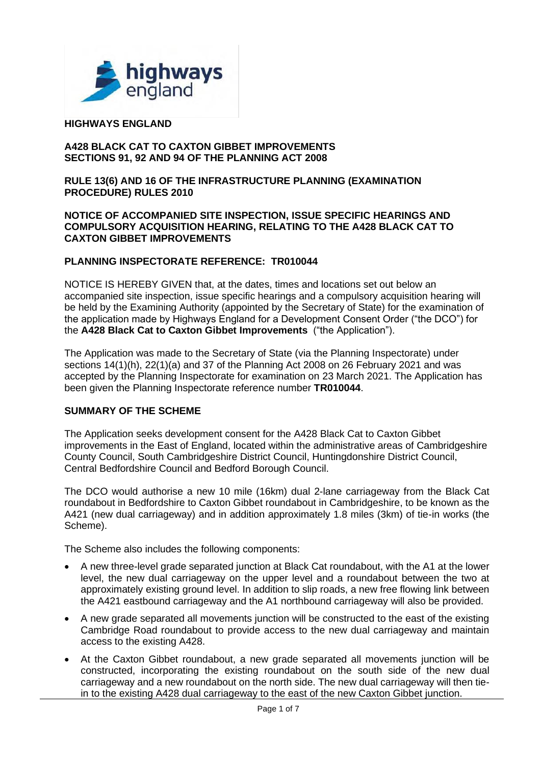**HIGHWAYS ENGLAND**

**A428 BLACK CAT TO CAXTON GIBBET IMPROVEMENTS SECTIONS 91, 92 AND 94 OF THE PLANNING ACT 2008**

**RULE 13(6) AND 16 OF THE INFRASTRUCTURE PLANNING (EXAMINATION PROCEDURE) RULES 2010**

**NOTICE OF ACCOMPANIED SITE INSPECTION, ISSUE SPECIFIC HEARINGS AND COMPULSORY ACQUISITION HEARING, RELATING TO THE A428 BLACK CAT TO CAXTON GIBBET IMPROVEMENTS**

**PLANNING INSPECTORATE REFERENCE: TR010044**

NOTICE IS HEREBY GIVEN that, at the dates, times and locations set out below an accompanied site inspection, issue specific hearings and a compulsory acquisition hearing will be held by the Examining Authority (appointed by the Secretary of State) for the examination of the application made by Highways England for a Development Consent Order ("the DCO") for the **A428 Black Cat to Caxton Gibbet Improvements** ("the Application").

The Application was made to the Secretary of State (via the Planning Inspectorate) under sections 14(1)(h), 22(1)(a) and 37 of the Planning Act 2008 on 26 February 2021 and was accepted by the Planning Inspectorate for examination on 23 March 2021. The Application has been given the Planning Inspectorate reference number **TR010044**.

**SUMMARY OF THE SCHEME**

The Application seeks development consent for the A428 Black Cat to Caxton Gibbet improvements in the East of England, located within the administrative areas of Cambridgeshire County Council, South Cambridgeshire District Council, Huntingdonshire District Council, Central Bedfordshire Council and Bedford Borough Council.

The DCO would authorise a new 10 mile (16km) dual 2-lane carriageway from the Black Cat roundabout in Bedfordshire to Caxton Gibbet roundabout in Cambridgeshire, to be known as the A421 (new dual carriageway) and in addition approximately 1.8 miles (3km) of tie-in works (the Scheme).

The Scheme also includes the following components:

- A new three-level grade separated junction at Black Cat roundabout, with the A1 at the lower level, the new dual carriageway on the upper level and a roundabout between the two at approximately existing ground level. In addition to slip roads, a new free flowing link between the A421 eastbound carriageway and the A1 northbound carriageway will also be provided.
- A new grade separated all movements junction will be constructed to the east of the existing Cambridge Road roundabout to provide access to the new dual carriageway and maintain access to the existing A428.
- At the Caxton Gibbet roundabout, a new grade separated all movements junction will be constructed, incorporating the existing roundabout on the south side of the new dual carriageway and a new roundabout on the north side. The new dual carriageway will then tie-in to the existing A428 dual carriageway to the east of the new Caxton Gibbet junction.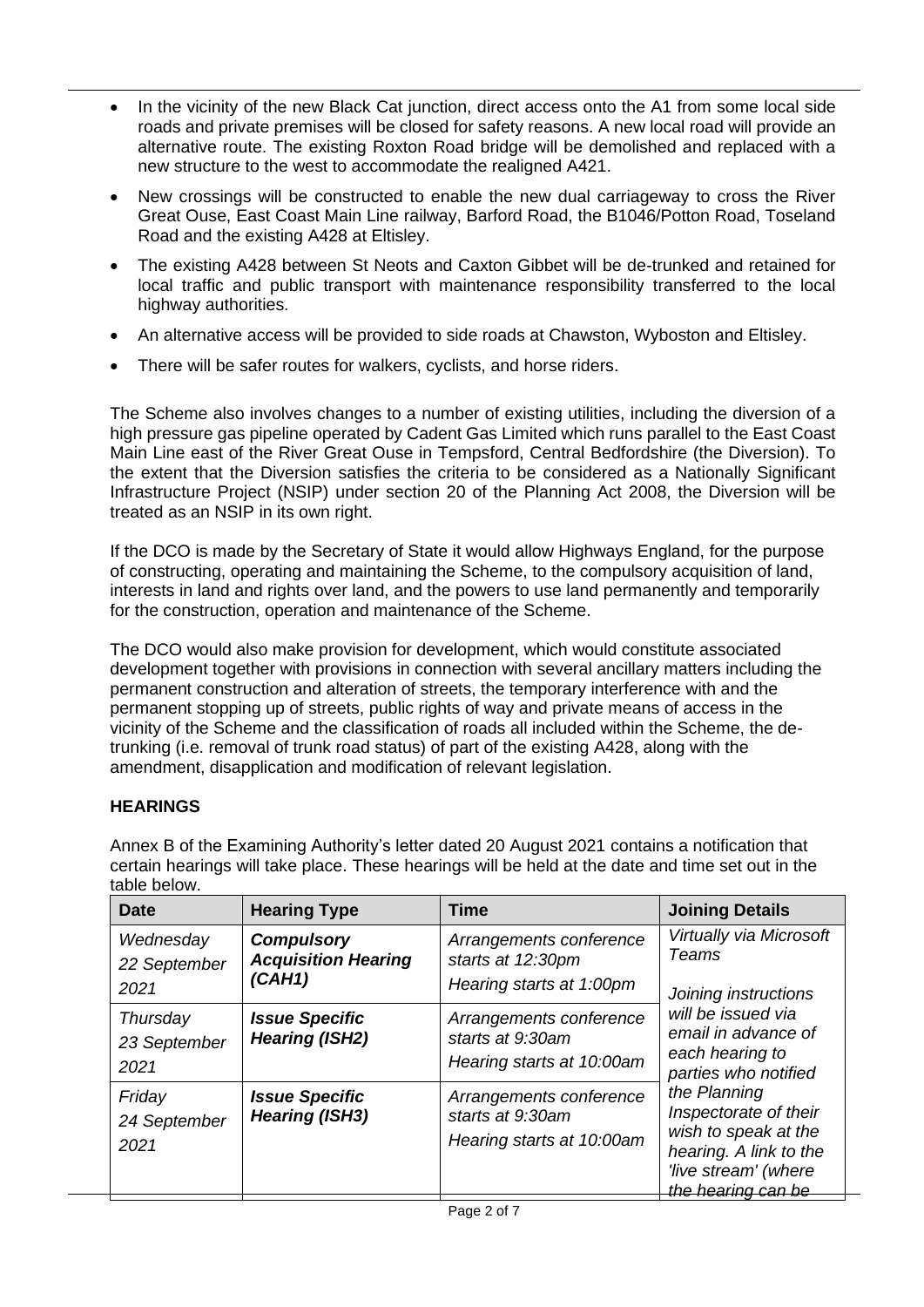- In the vicinity of the new Black Cat junction, direct access onto the A1 from some local side roads and private premises will be closed for safety reasons. A new local road will provide an alternative route. The existing Roxton Road bridge will be demolished and replaced with a new structure to the west to accommodate the realigned A421.
- New crossings will be constructed to enable the new dual carriageway to cross the River Great Ouse, East Coast Main Line railway, Barford Road, the B1046/Potton Road, Toseland Road and the existing A428 at Eltisley.
- The existing A428 between St Neots and Caxton Gibbet will be de-trunked and retained for local traffic and public transport with maintenance responsibility transferred to the local highway authorities.
- An alternative access will be provided to side roads at Chawston, Wyboston and Eltisley.
- There will be safer routes for walkers, cyclists, and horse riders.

The Scheme also involves changes to a number of existing utilities, including the diversion of a high pressure gas pipeline operated by Cadent Gas Limited which runs parallel to the East Coast Main Line east of the River Great Ouse in Tempsford, Central Bedfordshire (the Diversion). To the extent that the Diversion satisfies the criteria to be considered as a Nationally Significant Infrastructure Project (NSIP) under section 20 of the Planning Act 2008, the Diversion will be treated as an NSIP in its own right.

If the DCO is made by the Secretary of State it would allow Highways England, for the purpose of constructing, operating and maintaining the Scheme, to the compulsory acquisition of land, interests in land and rights over land, and the powers to use land permanently and temporarily for the construction, operation and maintenance of the Scheme.

The DCO would also make provision for development, which would constitute associated development together with provisions in connection with several ancillary matters including the permanent construction and alteration of streets, the temporary interference with and the permanent stopping up of streets, public rights of way and private means of access in the vicinity of the Scheme and the classification of roads all included within the Scheme, the de-trunking (i.e. removal of trunk road status) of part of the existing A428, along with the amendment, disapplication and modification of relevant legislation.

**HEARINGS**

Annex B of the Examining Authority's letter dated 20 August 2021 contains a notification that certain hearings will take place. These hearings will be held at the date and time set out in the table below.

| Date | Hearing Type | Time | Joining Details |
|---|---|---|---|
| *Wednesday 22 September 2021* | ***Compulsory Acquisition Hearing (CAH1)*** | *Arrangements conference starts at 12:30pm* *Hearing starts at 1:00pm* | *Virtually via Microsoft Teams* *Joining instructions will be issued via email in advance of each hearing to parties who notified the Planning Inspectorate of their wish to speak at the hearing. A link to the 'live stream' (where the hearing can be* |
| *Thursday 23 September 2021* | ***Issue Specific Hearing (ISH2)*** | *Arrangements conference starts at 9:30am* *Hearing starts at 10:00am* | |
| *Friday 24 September 2021* | ***Issue Specific Hearing (ISH3)*** | *Arrangements conference starts at 9:30am* *Hearing starts at 10:00am* | |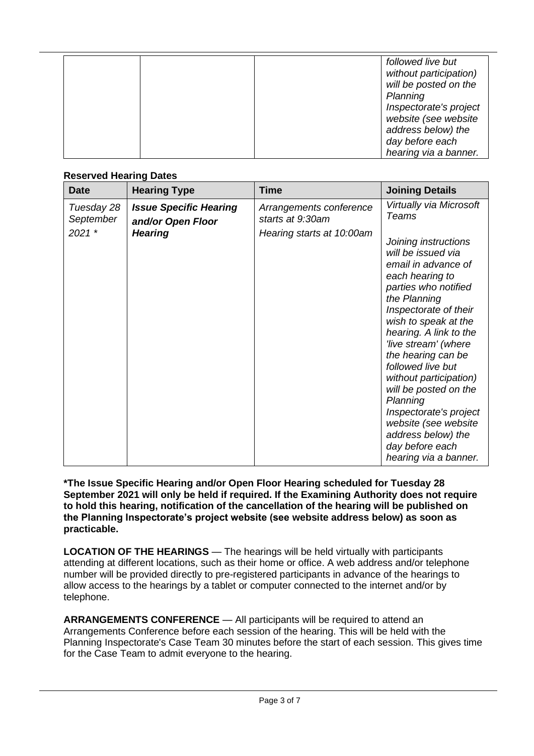| | | | followed live but without participation) will be posted on the Planning Inspectorate's project website (see website address below) the day before each hearing via a banner. |
|---|---|---|---|

**Reserved Hearing Dates**

| Date | Hearing Type | Time | Joining Details |
|---|---|---|---|
| *Tuesday 28 September 2021 \** | ***Issue Specific Hearing and/or Open Floor Hearing*** | *Arrangements conference starts at 9:30am*<br><br>*Hearing starts at 10:00am* | *Virtually via Microsoft Teams*<br><br>*Joining instructions will be issued via email in advance of each hearing to parties who notified the Planning Inspectorate of their wish to speak at the hearing. A link to the 'live stream' (where the hearing can be followed live but without participation) will be posted on the Planning Inspectorate's project website (see website address below) the day before each hearing via a banner.* |

**\*The Issue Specific Hearing and/or Open Floor Hearing scheduled for Tuesday 28 September 2021 will only be held if required. If the Examining Authority does not require to hold this hearing, notification of the cancellation of the hearing will be published on the Planning Inspectorate's project website (see website address below) as soon as practicable.**

**LOCATION OF THE HEARINGS** — The hearings will be held virtually with participants attending at different locations, such as their home or office. A web address and/or telephone number will be provided directly to pre-registered participants in advance of the hearings to allow access to the hearings by a tablet or computer connected to the internet and/or by telephone.

**ARRANGEMENTS CONFERENCE** — All participants will be required to attend an Arrangements Conference before each session of the hearing. This will be held with the Planning Inspectorate's Case Team 30 minutes before the start of each session. This gives time for the Case Team to admit everyone to the hearing.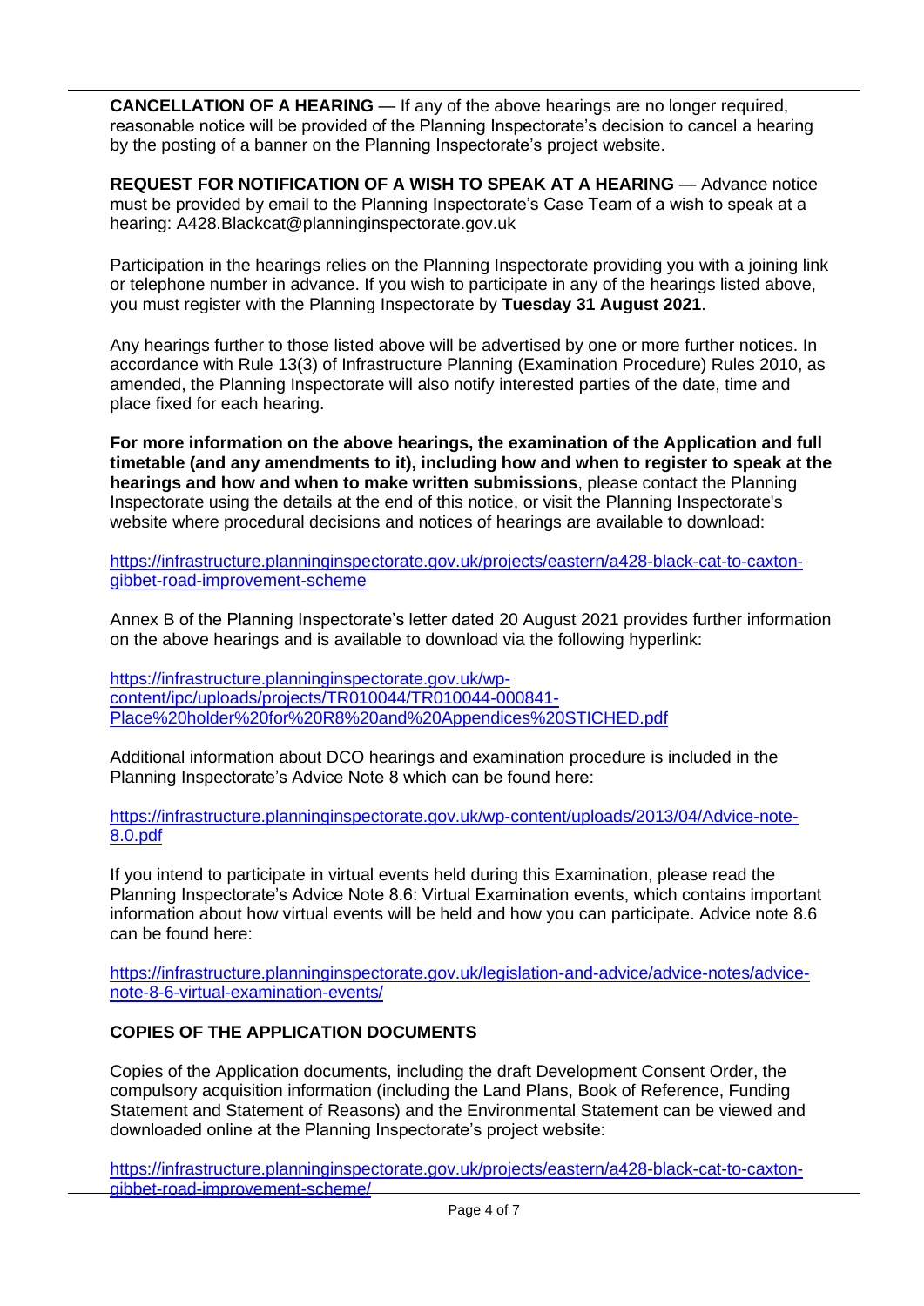**CANCELLATION OF A HEARING** — If any of the above hearings are no longer required, reasonable notice will be provided of the Planning Inspectorate's decision to cancel a hearing by the posting of a banner on the Planning Inspectorate's project website.

**REQUEST FOR NOTIFICATION OF A WISH TO SPEAK AT A HEARING** — Advance notice must be provided by email to the Planning Inspectorate's Case Team of a wish to speak at a hearing: A428.Blackcat@planninginspectorate.gov.uk

Participation in the hearings relies on the Planning Inspectorate providing you with a joining link or telephone number in advance. If you wish to participate in any of the hearings listed above, you must register with the Planning Inspectorate by **Tuesday 31 August 2021**.

Any hearings further to those listed above will be advertised by one or more further notices. In accordance with Rule 13(3) of Infrastructure Planning (Examination Procedure) Rules 2010, as amended, the Planning Inspectorate will also notify interested parties of the date, time and place fixed for each hearing.

**For more information on the above hearings, the examination of the Application and full timetable (and any amendments to it), including how and when to register to speak at the hearings and how and when to make written submissions**, please contact the Planning Inspectorate using the details at the end of this notice, or visit the Planning Inspectorate's website where procedural decisions and notices of hearings are available to download:

https://infrastructure.planninginspectorate.gov.uk/projects/eastern/a428-black-cat-to-caxton-gibbet-road-improvement-scheme

Annex B of the Planning Inspectorate's letter dated 20 August 2021 provides further information on the above hearings and is available to download via the following hyperlink:

https://infrastructure.planninginspectorate.gov.uk/wp-content/ipc/uploads/projects/TR010044/TR010044-000841-Place%20holder%20for%20R8%20and%20Appendices%20STICHED.pdf

Additional information about DCO hearings and examination procedure is included in the Planning Inspectorate's Advice Note 8 which can be found here:

https://infrastructure.planninginspectorate.gov.uk/wp-content/uploads/2013/04/Advice-note-8.0.pdf

If you intend to participate in virtual events held during this Examination, please read the Planning Inspectorate's Advice Note 8.6: Virtual Examination events, which contains important information about how virtual events will be held and how you can participate. Advice note 8.6 can be found here:

https://infrastructure.planninginspectorate.gov.uk/legislation-and-advice/advice-notes/advice-note-8-6-virtual-examination-events/

**COPIES OF THE APPLICATION DOCUMENTS**

Copies of the Application documents, including the draft Development Consent Order, the compulsory acquisition information (including the Land Plans, Book of Reference, Funding Statement and Statement of Reasons) and the Environmental Statement can be viewed and downloaded online at the Planning Inspectorate's project website:

https://infrastructure.planninginspectorate.gov.uk/projects/eastern/a428-black-cat-to-caxton-gibbet-road-improvement-scheme/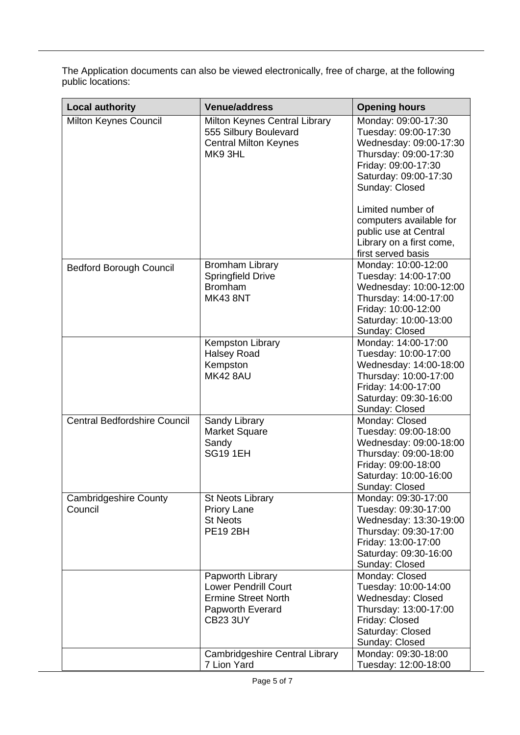The Application documents can also be viewed electronically, free of charge, at the following public locations:

| Local authority | Venue/address | Opening hours |
|---|---|---|
| Milton Keynes Council | Milton Keynes Central Library<br>555 Silbury Boulevard<br>Central Milton Keynes<br>MK9 3HL | Monday: 09:00-17:30<br>Tuesday: 09:00-17:30<br>Wednesday: 09:00-17:30<br>Thursday: 09:00-17:30<br>Friday: 09:00-17:30<br>Saturday: 09:00-17:30<br>Sunday: Closed<br><br>Limited number of computers available for public use at Central Library on a first come, first served basis |
| Bedford Borough Council | Bromham Library<br>Springfield Drive<br>Bromham<br>MK43 8NT | Monday: 10:00-12:00<br>Tuesday: 14:00-17:00<br>Wednesday: 10:00-12:00<br>Thursday: 14:00-17:00<br>Friday: 10:00-12:00<br>Saturday: 10:00-13:00<br>Sunday: Closed |
| | Kempston Library<br>Halsey Road<br>Kempston<br>MK42 8AU | Monday: 14:00-17:00<br>Tuesday: 10:00-17:00<br>Wednesday: 14:00-18:00<br>Thursday: 10:00-17:00<br>Friday: 14:00-17:00<br>Saturday: 09:30-16:00<br>Sunday: Closed |
| Central Bedfordshire Council | Sandy Library<br>Market Square<br>Sandy<br>SG19 1EH | Monday: Closed<br>Tuesday: 09:00-18:00<br>Wednesday: 09:00-18:00<br>Thursday: 09:00-18:00<br>Friday: 09:00-18:00<br>Saturday: 10:00-16:00<br>Sunday: Closed |
| Cambridgeshire County Council | St Neots Library<br>Priory Lane<br>St Neots<br>PE19 2BH | Monday: 09:30-17:00<br>Tuesday: 09:30-17:00<br>Wednesday: 13:30-19:00<br>Thursday: 09:30-17:00<br>Friday: 13:00-17:00<br>Saturday: 09:30-16:00<br>Sunday: Closed |
| | Papworth Library<br>Lower Pendrill Court<br>Ermine Street North<br>Papworth Everard<br>CB23 3UY | Monday: Closed<br>Tuesday: 10:00-14:00<br>Wednesday: Closed<br>Thursday: 13:00-17:00<br>Friday: Closed<br>Saturday: Closed<br>Sunday: Closed |
| | Cambridgeshire Central Library<br>7 Lion Yard | Monday: 09:30-18:00<br>Tuesday: 12:00-18:00 |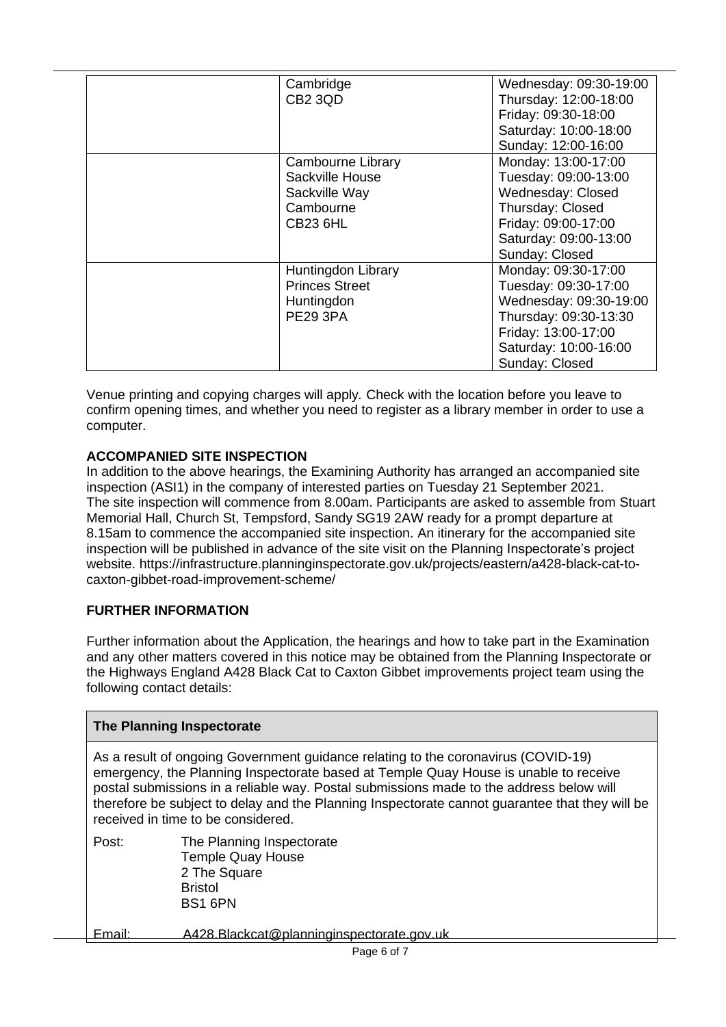| | | |
|---|---|---|
| | Cambridge<br>CB2 3QD | Wednesday: 09:30-19:00<br>Thursday: 12:00-18:00<br>Friday: 09:30-18:00<br>Saturday: 10:00-18:00<br>Sunday: 12:00-16:00 |
| | Cambourne Library<br>Sackville House<br>Sackville Way<br>Cambourne<br>CB23 6HL | Monday: 13:00-17:00<br>Tuesday: 09:00-13:00<br>Wednesday: Closed<br>Thursday: Closed<br>Friday: 09:00-17:00<br>Saturday: 09:00-13:00<br>Sunday: Closed |
| | Huntingdon Library<br>Princes Street<br>Huntingdon<br>PE29 3PA | Monday: 09:30-17:00<br>Tuesday: 09:30-17:00<br>Wednesday: 09:30-19:00<br>Thursday: 09:30-13:30<br>Friday: 13:00-17:00<br>Saturday: 10:00-16:00<br>Sunday: Closed |

Venue printing and copying charges will apply. Check with the location before you leave to confirm opening times, and whether you need to register as a library member in order to use a computer.

**ACCOMPANIED SITE INSPECTION**

In addition to the above hearings, the Examining Authority has arranged an accompanied site inspection (ASI1) in the company of interested parties on Tuesday 21 September 2021. The site inspection will commence from 8.00am. Participants are asked to assemble from Stuart Memorial Hall, Church St, Tempsford, Sandy SG19 2AW ready for a prompt departure at 8.15am to commence the accompanied site inspection. An itinerary for the accompanied site inspection will be published in advance of the site visit on the Planning Inspectorate's project website. https://infrastructure.planninginspectorate.gov.uk/projects/eastern/a428-black-cat-to-caxton-gibbet-road-improvement-scheme/

**FURTHER INFORMATION**

Further information about the Application, the hearings and how to take part in the Examination and any other matters covered in this notice may be obtained from the Planning Inspectorate or the Highways England A428 Black Cat to Caxton Gibbet improvements project team using the following contact details:

| **The Planning Inspectorate** | |
|---|---|
| As a result of ongoing Government guidance relating to the coronavirus (COVID-19) emergency, the Planning Inspectorate based at Temple Quay House is unable to receive postal submissions in a reliable way. Postal submissions made to the address below will therefore be subject to delay and the Planning Inspectorate cannot guarantee that they will be received in time to be considered. | |
| Post: | The Planning Inspectorate<br>Temple Quay House<br>2 The Square<br>Bristol<br>BS1 6PN |
| Email: | A428.Blackcat@planninginspectorate.gov.uk |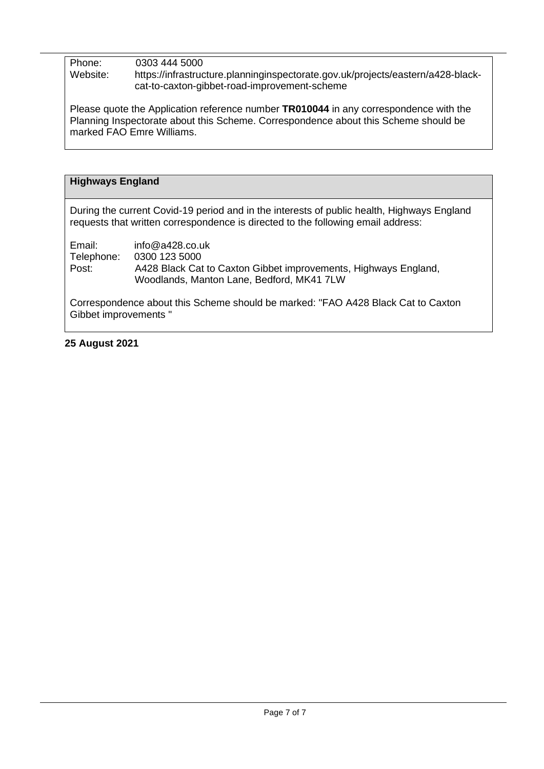Phone: 0303 444 5000
Website: https://infrastructure.planninginspectorate.gov.uk/projects/eastern/a428-black-cat-to-caxton-gibbet-road-improvement-scheme

Please quote the Application reference number **TR010044** in any correspondence with the Planning Inspectorate about this Scheme. Correspondence about this Scheme should be marked FAO Emre Williams.

**Highways England**

During the current Covid-19 period and in the interests of public health, Highways England requests that written correspondence is directed to the following email address:

Email: info@a428.co.uk
Telephone: 0300 123 5000
Post: A428 Black Cat to Caxton Gibbet improvements, Highways England, Woodlands, Manton Lane, Bedford, MK41 7LW

Correspondence about this Scheme should be marked: "FAO A428 Black Cat to Caxton Gibbet improvements "

**25 August 2021**